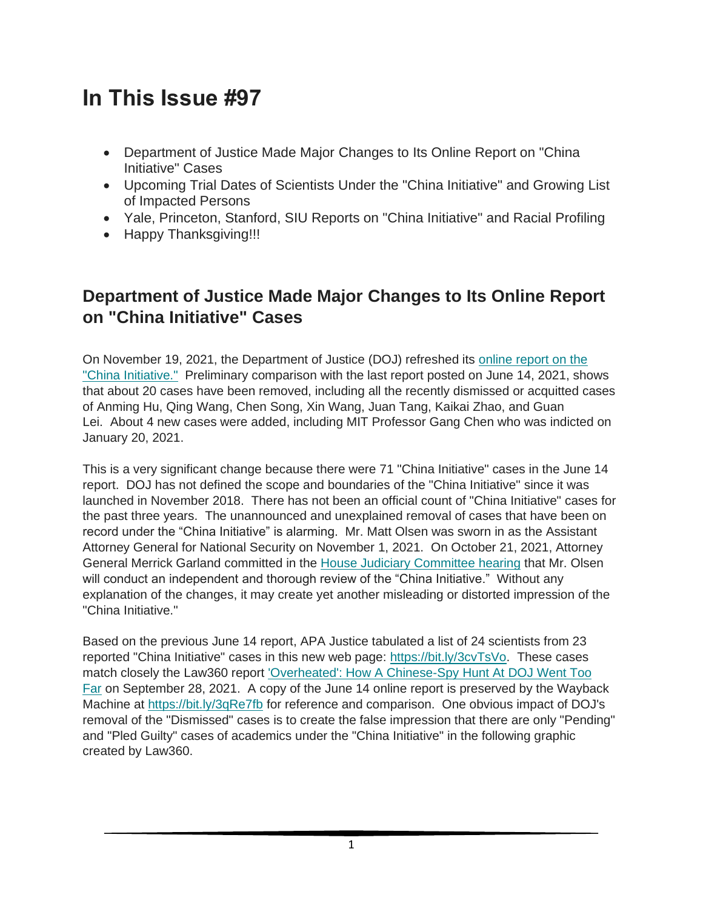# In This Issue #97

- Department of Justice Made Major Changes to Its Online Report on "China Initiative" Cases
- Upcoming Trial Dates of Scientists Under the "China Initiative" and Growing List of Impacted Persons
- Yale, Princeton, Stanford, SIU Reports on "China Initiative" and Racial Profiling
- Happy Thanksgiving!!!

## Department of Justice Made Major Changes to Its Online Report on "China Initiative" Cases

On November 19, 2021, the Department of Justice (DOJ) refreshed its online report on the "China Initiative." Preliminary comparison with the last report posted on June 14, 2021, shows that about 20 cases have been removed, including all the recently dismissed or acquitted cases of Anming Hu, Qing Wang, Chen Song, Xin Wang, Juan Tang, Kaikai Zhao, and Guan Lei. About 4 new cases were added, including MIT Professor Gang Chen who was indicted on January 20, 2021.

This is a very significant change because there were 71 "China Initiative" cases in the June 14 report. DOJ has not defined the scope and boundaries of the "China Initiative" since it was launched in November 2018. There has not been an official count of "China Initiative" cases for the past three years. The unannounced and unexplained removal of cases that have been on record under the "China Initiative" is alarming. Mr. Matt Olsen was sworn in as the Assistant Attorney General for National Security on November 1, 2021. On October 21, 2021, Attorney General Merrick Garland committed in the House Judiciary Committee hearing that Mr. Olsen will conduct an independent and thorough review of the "China Initiative." Without any explanation of the changes, it may create yet another misleading or distorted impression of the "China Initiative."

Based on the previous June 14 report, APA Justice tabulated a list of 24 scientists from 23 reported "China Initiative" cases in this new web page: https://bit.ly/3cvTsVo. These cases match closely the Law360 report 'Overheated': How A Chinese-Spy Hunt At DOJ Went Too Far on September 28, 2021. A copy of the June 14 online report is preserved by the Wayback Machine at https://bit.ly/3qRe7fb for reference and comparison. One obvious impact of DOJ's removal of the "Dismissed" cases is to create the false impression that there are only "Pending" and "Pled Guilty" cases of academics under the "China Initiative" in the following graphic created by Law360.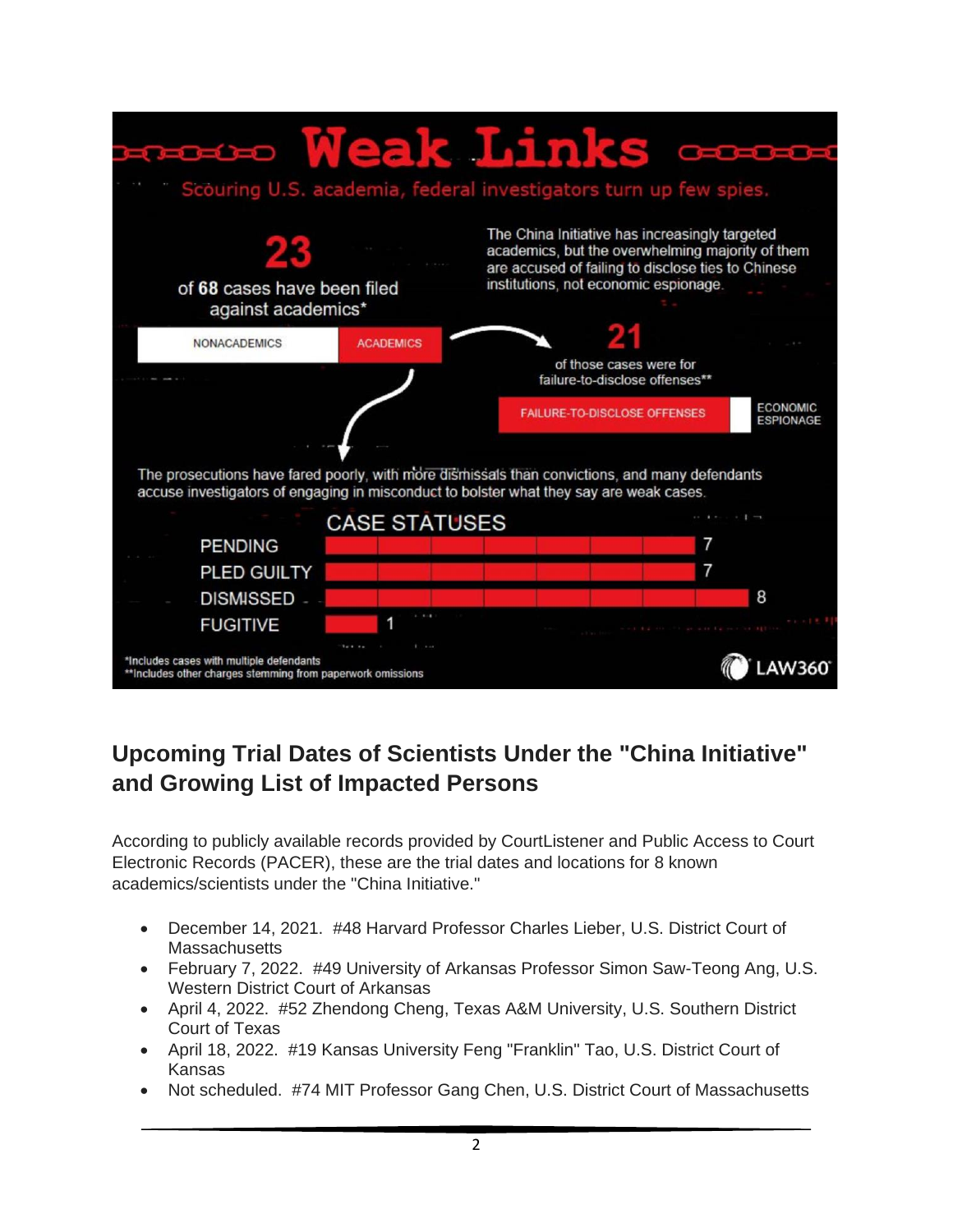# Weak Links

Scouring U.S. academia, federal investigators turn up few spies.

**23** of **68** cases have been filed against academics*

The China Initiative has increasingly targeted academics, but the overwhelming majority of them are accused of failing to disclose ties to Chinese institutions, not economic espionage.

NONACADEMICS | ACADEMICS

**21** of those cases were for failure-to-disclose offenses**

FAILURE-TO-DISCLOSE OFFENSES | ECONOMIC ESPIONAGE

The prosecutions have fared poorly, with more dismissals than convictions, and many defendants accuse investigators of engaging in misconduct to bolster what they say are weak cases.

| CASE STATUSES | |
|---|---|
| PENDING | 7 |
| PLED GUILTY | 7 |
| DISMISSED | 8 |
| FUGITIVE | 1 |

*Includes cases with multiple defendants
**Includes other charges stemming from paperwork omissions

LAW360

## Upcoming Trial Dates of Scientists Under the "China Initiative" and Growing List of Impacted Persons

According to publicly available records provided by CourtListener and Public Access to Court Electronic Records (PACER), these are the trial dates and locations for 8 known academics/scientists under the "China Initiative."

- December 14, 2021. #48 Harvard Professor Charles Lieber, U.S. District Court of Massachusetts
- February 7, 2022. #49 University of Arkansas Professor Simon Saw-Teong Ang, U.S. Western District Court of Arkansas
- April 4, 2022. #52 Zhendong Cheng, Texas A&M University, U.S. Southern District Court of Texas
- April 18, 2022. #19 Kansas University Feng "Franklin" Tao, U.S. District Court of Kansas
- Not scheduled. #74 MIT Professor Gang Chen, U.S. District Court of Massachusetts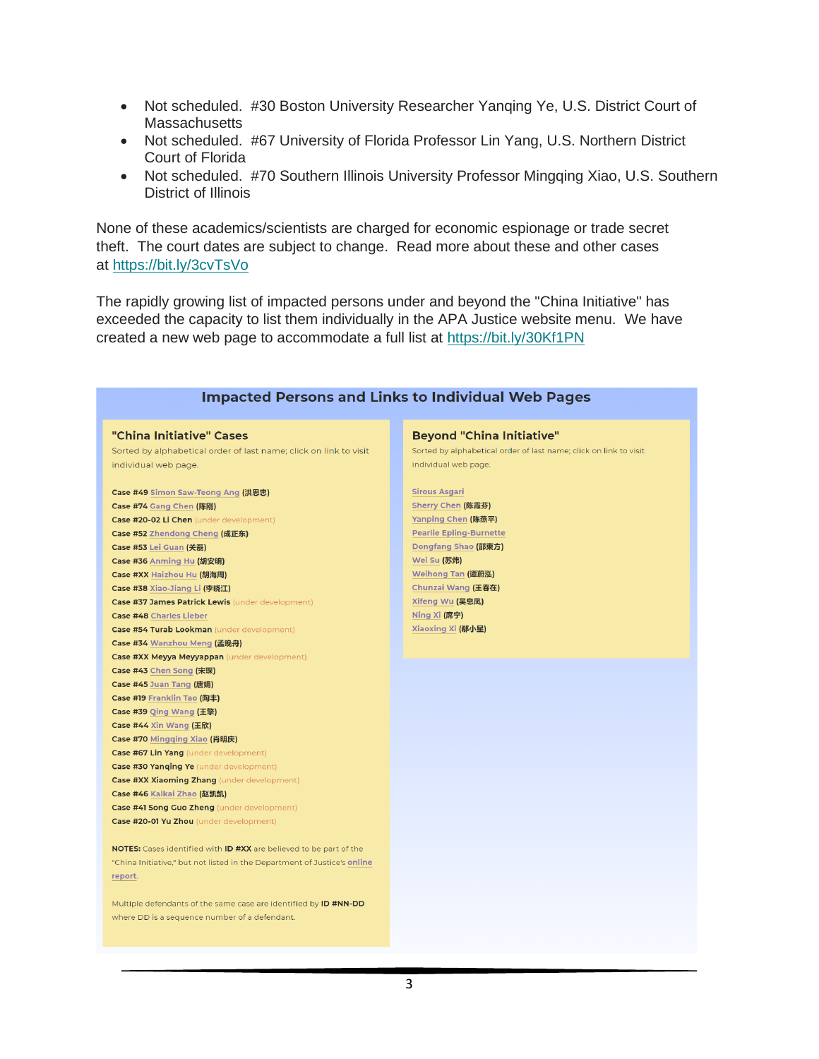- Not scheduled.  #30 Boston University Researcher Yanqing Ye, U.S. District Court of Massachusetts
- Not scheduled.  #67 University of Florida Professor Lin Yang, U.S. Northern District Court of Florida
- Not scheduled.  #70 Southern Illinois University Professor Mingqing Xiao, U.S. Southern District of Illinois

None of these academics/scientists are charged for economic espionage or trade secret theft.  The court dates are subject to change.  Read more about these and other cases at https://bit.ly/3cvTsVo

The rapidly growing list of impacted persons under and beyond the "China Initiative" has exceeded the capacity to list them individually in the APA Justice website menu.  We have created a new web page to accommodate a full list at https://bit.ly/30Kf1PN

## Impacted Persons and Links to Individual Web Pages

### "China Initiative" Cases

Sorted by alphabetical order of last name; click on link to visit individual web page.

- Case #49 Simon Saw-Teong Ang (洪思忠)
- Case #74 Gang Chen (陈刚)
- Case #20-02 Li Chen (under development)
- Case #52 Zhendong Cheng (成正东)
- Case #53 Lei Guan (关磊)
- Case #36 Anming Hu (胡安明)
- Case #XX Haizhou Hu (胡海周)
- Case #38 Xiao-Jiang Li (李晓江)
- Case #37 James Patrick Lewis (under development)
- Case #48 Charles Lieber
- Case #54 Turab Lookman (under development)
- Case #34 Wanzhou Meng (孟晚舟)
- Case #XX Meyya Meyyappan (under development)
- Case #43 Chen Song (宋琛)
- Case #45 Juan Tang (唐娟)
- Case #19 Franklin Tao (陶丰)
- Case #39 Qing Wang (王擎)
- Case #44 Xin Wang (王欣)
- Case #70 Mingqing Xiao (肖明庆)
- Case #67 Lin Yang (under development)
- Case #30 Yanqing Ye (under development)
- Case #XX Xiaoming Zhang (under development)
- Case #46 Kaikai Zhao (赵凯凯)
- Case #41 Song Guo Zheng (under development)
- Case #20-01 Yu Zhou (under development)

**NOTES:** Cases identified with **ID #XX** are believed to be part of the "China Initiative," but not listed in the Department of Justice's online report.

Multiple defendants of the same case are identified by **ID #NN-DD** where DD is a sequence number of a defendant.

### Beyond "China Initiative"

Sorted by alphabetical order of last name; click on link to visit individual web page.

- Sirous Asgari
- Sherry Chen (陈霞芬)
- Yanping Chen (陈燕平)
- Pearlie Epling-Burnette
- Dongfang Shao (邵東方)
- Wei Su (苏炜)
- Weihong Tan (谭蔚泓)
- Chunzai Wang (王春在)
- Xifeng Wu (吴息凤)
- Ning Xi (席宁)
- Xiaoxing Xi (郗小星)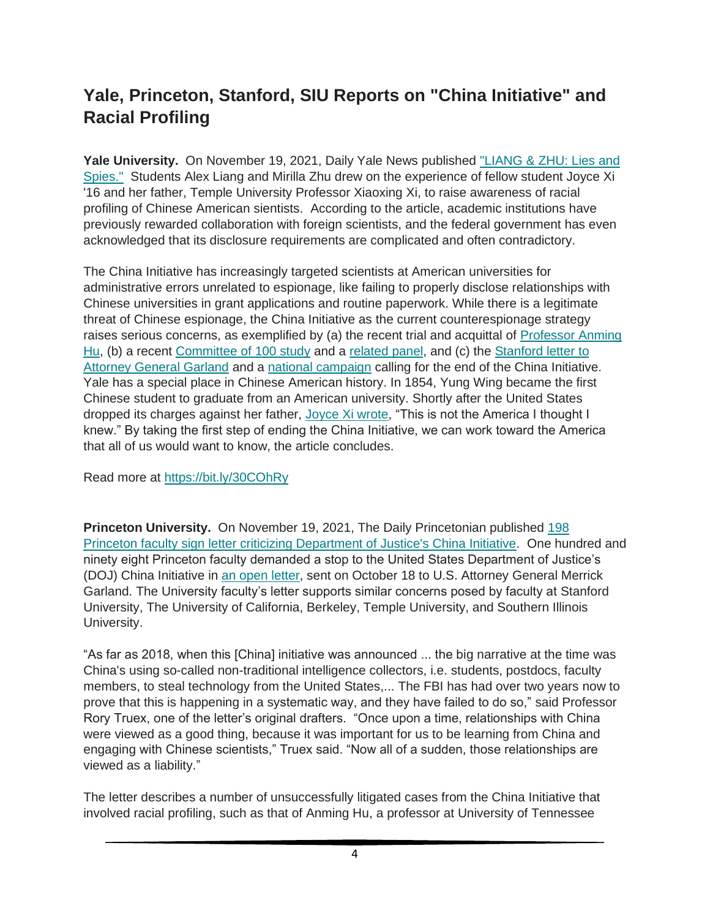## Yale, Princeton, Stanford, SIU Reports on "China Initiative" and Racial Profiling

**Yale University.** On November 19, 2021, Daily Yale News published "LIANG & ZHU: Lies and Spies." Students Alex Liang and Mirilla Zhu drew on the experience of fellow student Joyce Xi '16 and her father, Temple University Professor Xiaoxing Xi, to raise awareness of racial profiling of Chinese American sientists. According to the article, academic institutions have previously rewarded collaboration with foreign scientists, and the federal government has even acknowledged that its disclosure requirements are complicated and often contradictory.

The China Initiative has increasingly targeted scientists at American universities for administrative errors unrelated to espionage, like failing to properly disclose relationships with Chinese universities in grant applications and routine paperwork. While there is a legitimate threat of Chinese espionage, the China Initiative as the current counterespionage strategy raises serious concerns, as exemplified by (a) the recent trial and acquittal of Professor Anming Hu, (b) a recent Committee of 100 study and a related panel, and (c) the Stanford letter to Attorney General Garland and a national campaign calling for the end of the China Initiative. Yale has a special place in Chinese American history. In 1854, Yung Wing became the first Chinese student to graduate from an American university. Shortly after the United States dropped its charges against her father, Joyce Xi wrote, "This is not the America I thought I knew." By taking the first step of ending the China Initiative, we can work toward the America that all of us would want to know, the article concludes.

Read more at https://bit.ly/30COhRy

**Princeton University.** On November 19, 2021, The Daily Princetonian published 198 Princeton faculty sign letter criticizing Department of Justice's China Initiative. One hundred and ninety eight Princeton faculty demanded a stop to the United States Department of Justice's (DOJ) China Initiative in an open letter, sent on October 18 to U.S. Attorney General Merrick Garland. The University faculty's letter supports similar concerns posed by faculty at Stanford University, The University of California, Berkeley, Temple University, and Southern Illinois University.

"As far as 2018, when this [China] initiative was announced ... the big narrative at the time was China's using so-called non-traditional intelligence collectors, i.e. students, postdocs, faculty members, to steal technology from the United States,... The FBI has had over two years now to prove that this is happening in a systematic way, and they have failed to do so," said Professor Rory Truex, one of the letter's original drafters. "Once upon a time, relationships with China were viewed as a good thing, because it was important for us to be learning from China and engaging with Chinese scientists," Truex said. "Now all of a sudden, those relationships are viewed as a liability."

The letter describes a number of unsuccessfully litigated cases from the China Initiative that involved racial profiling, such as that of Anming Hu, a professor at University of Tennessee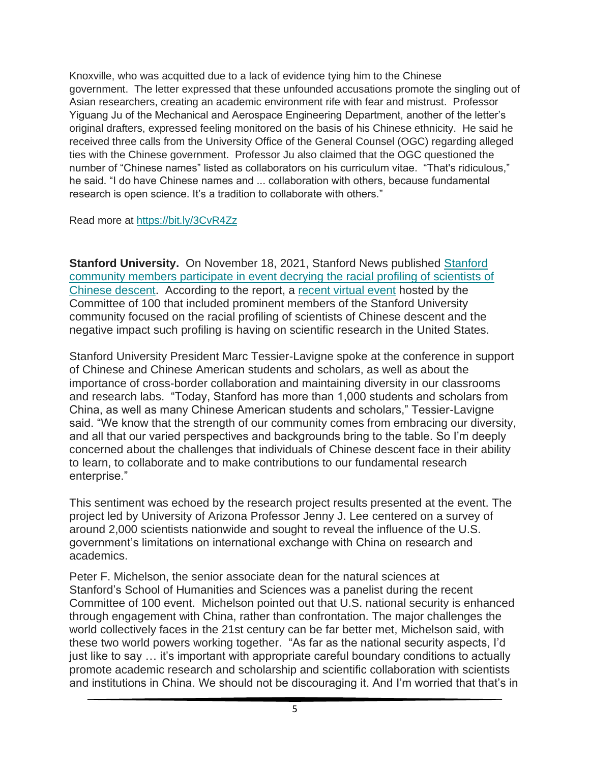Knoxville, who was acquitted due to a lack of evidence tying him to the Chinese government. The letter expressed that these unfounded accusations promote the singling out of Asian researchers, creating an academic environment rife with fear and mistrust. Professor Yiguang Ju of the Mechanical and Aerospace Engineering Department, another of the letter's original drafters, expressed feeling monitored on the basis of his Chinese ethnicity. He said he received three calls from the University Office of the General Counsel (OGC) regarding alleged ties with the Chinese government. Professor Ju also claimed that the OGC questioned the number of "Chinese names" listed as collaborators on his curriculum vitae. "That's ridiculous," he said. "I do have Chinese names and ... collaboration with others, because fundamental research is open science. It's a tradition to collaborate with others."

Read more at [https://bit.ly/3CvR4Zz](https://bit.ly/3CvR4Zz)

**Stanford University.** On November 18, 2021, Stanford News published [Stanford community members participate in event decrying the racial profiling of scientists of Chinese descent](). According to the report, a [recent virtual event]() hosted by the Committee of 100 that included prominent members of the Stanford University community focused on the racial profiling of scientists of Chinese descent and the negative impact such profiling is having on scientific research in the United States.

Stanford University President Marc Tessier-Lavigne spoke at the conference in support of Chinese and Chinese American students and scholars, as well as about the importance of cross-border collaboration and maintaining diversity in our classrooms and research labs. "Today, Stanford has more than 1,000 students and scholars from China, as well as many Chinese American students and scholars," Tessier-Lavigne said. "We know that the strength of our community comes from embracing our diversity, and all that our varied perspectives and backgrounds bring to the table. So I'm deeply concerned about the challenges that individuals of Chinese descent face in their ability to learn, to collaborate and to make contributions to our fundamental research enterprise."

This sentiment was echoed by the research project results presented at the event. The project led by University of Arizona Professor Jenny J. Lee centered on a survey of around 2,000 scientists nationwide and sought to reveal the influence of the U.S. government's limitations on international exchange with China on research and academics.

Peter F. Michelson, the senior associate dean for the natural sciences at Stanford's School of Humanities and Sciences was a panelist during the recent Committee of 100 event. Michelson pointed out that U.S. national security is enhanced through engagement with China, rather than confrontation. The major challenges the world collectively faces in the 21st century can be far better met, Michelson said, with these two world powers working together. "As far as the national security aspects, I'd just like to say … it's important with appropriate careful boundary conditions to actually promote academic research and scholarship and scientific collaboration with scientists and institutions in China. We should not be discouraging it. And I'm worried that that's in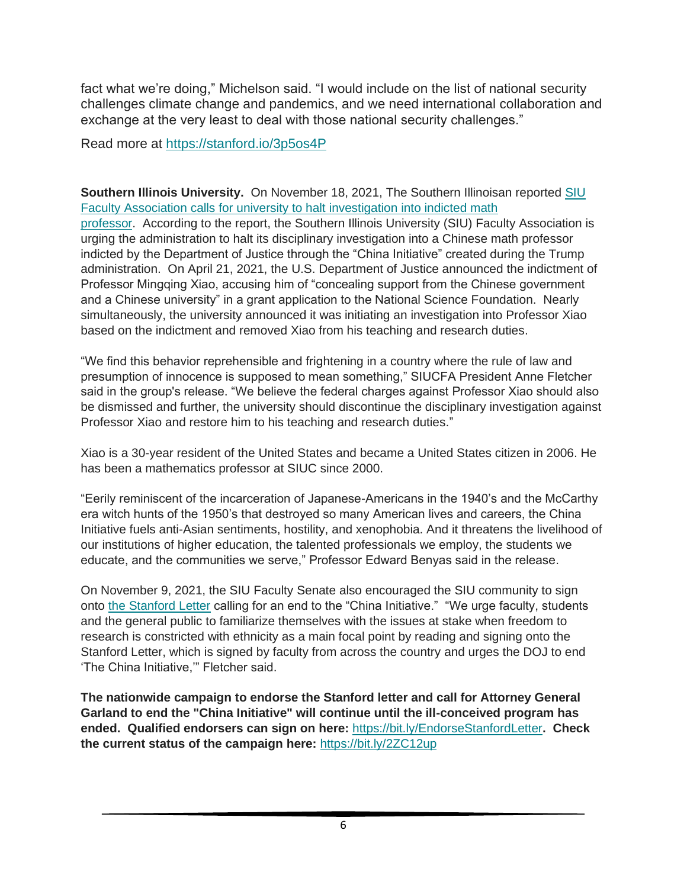fact what we're doing," Michelson said. "I would include on the list of national security challenges climate change and pandemics, and we need international collaboration and exchange at the very least to deal with those national security challenges."

Read more at https://stanford.io/3p5os4P

**Southern Illinois University.** On November 18, 2021, The Southern Illinoisan reported SIU Faculty Association calls for university to halt investigation into indicted math professor. According to the report, the Southern Illinois University (SIU) Faculty Association is urging the administration to halt its disciplinary investigation into a Chinese math professor indicted by the Department of Justice through the "China Initiative" created during the Trump administration. On April 21, 2021, the U.S. Department of Justice announced the indictment of Professor Mingqing Xiao, accusing him of "concealing support from the Chinese government and a Chinese university" in a grant application to the National Science Foundation. Nearly simultaneously, the university announced it was initiating an investigation into Professor Xiao based on the indictment and removed Xiao from his teaching and research duties.

"We find this behavior reprehensible and frightening in a country where the rule of law and presumption of innocence is supposed to mean something," SIUCFA President Anne Fletcher said in the group's release. "We believe the federal charges against Professor Xiao should also be dismissed and further, the university should discontinue the disciplinary investigation against Professor Xiao and restore him to his teaching and research duties."

Xiao is a 30-year resident of the United States and became a United States citizen in 2006. He has been a mathematics professor at SIUC since 2000.

"Eerily reminiscent of the incarceration of Japanese-Americans in the 1940's and the McCarthy era witch hunts of the 1950's that destroyed so many American lives and careers, the China Initiative fuels anti-Asian sentiments, hostility, and xenophobia. And it threatens the livelihood of our institutions of higher education, the talented professionals we employ, the students we educate, and the communities we serve," Professor Edward Benyas said in the release.

On November 9, 2021, the SIU Faculty Senate also encouraged the SIU community to sign onto the Stanford Letter calling for an end to the "China Initiative." "We urge faculty, students and the general public to familiarize themselves with the issues at stake when freedom to research is constricted with ethnicity as a main focal point by reading and signing onto the Stanford Letter, which is signed by faculty from across the country and urges the DOJ to end 'The China Initiative,'" Fletcher said.

**The nationwide campaign to endorse the Stanford letter and call for Attorney General Garland to end the "China Initiative" will continue until the ill-conceived program has ended. Qualified endorsers can sign on here:** https://bit.ly/EndorseStanfordLetter**. Check the current status of the campaign here:** https://bit.ly/2ZC12up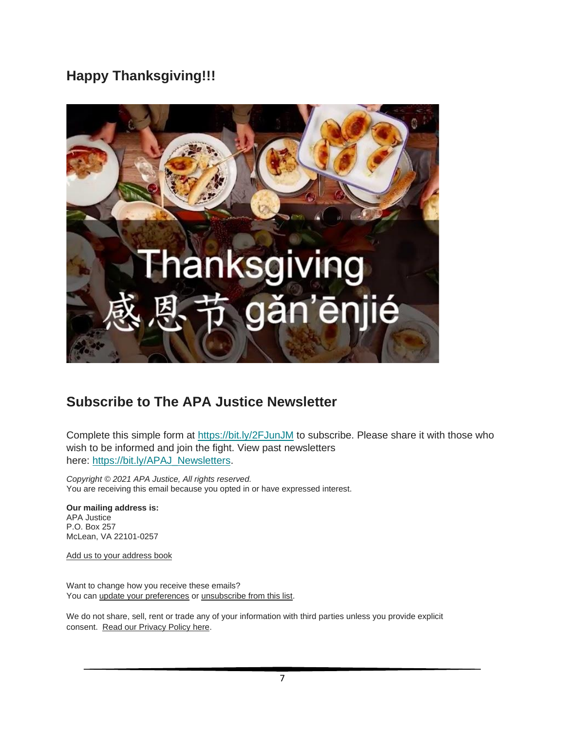## Happy Thanksgiving!!!

## Subscribe to The APA Justice Newsletter

Complete this simple form at https://bit.ly/2FJunJM to subscribe. Please share it with those who wish to be informed and join the fight. View past newsletters here: https://bit.ly/APAJ_Newsletters.

*Copyright © 2021 APA Justice, All rights reserved.*
You are receiving this email because you opted in or have expressed interest.

**Our mailing address is:**
APA Justice
P.O. Box 257
McLean, VA 22101-0257

Add us to your address book

Want to change how you receive these emails?
You can update your preferences or unsubscribe from this list.

We do not share, sell, rent or trade any of your information with third parties unless you provide explicit consent. Read our Privacy Policy here.